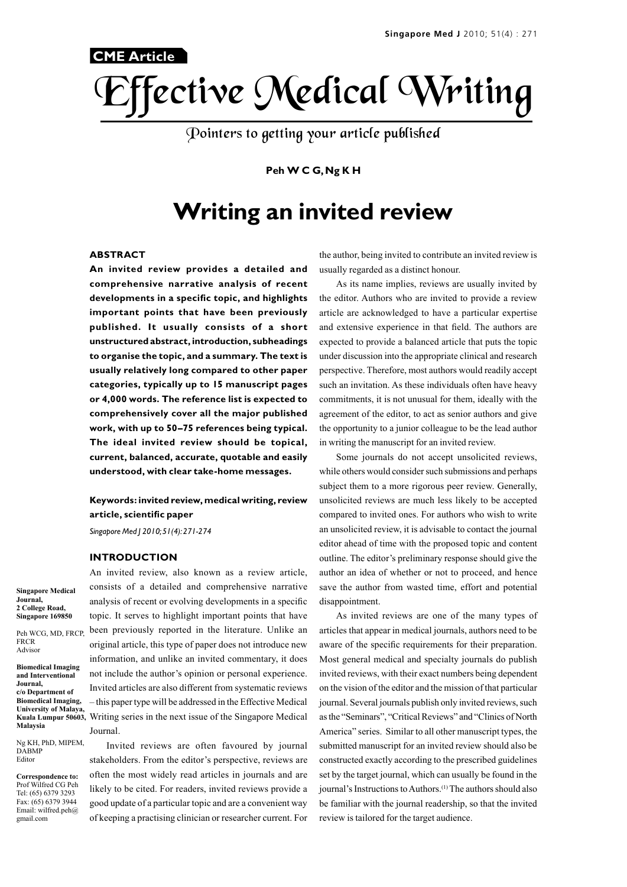**CME Article**

# Effective Medical Writing

Pointers to getting your article published

**Peh W C G, Ng K H**

## Writing an invited review

### ABSTRACT

**An invited review provides a detailed and comprehensive narrative analysis of recent developments in a specific topic, and highlights important points that have been previously published. It usually consists of a short unstructured abstract, introduction, subheadings to organise the topic, and a summary. The text is usually relatively long compared to other paper categories, typically up to 15 manuscript pages or 4,000 words. The reference list is expected to comprehensively cover all the major published work, with up to 50–75 references being typical. The ideal invited review should be topical, current, balanced, accurate, quotable and easily understood, with clear take-home messages.**

**Keywords: invited review, medical writing, review article, scientific paper**

*Singapore Med J 2010; 51(4): 271-274*

**Singapore Medical Journal, 2 College Road, Singapore 169850**

Peh WCG, MD, FRCP, FRCR
Advisor

**Biomedical Imaging and Interventional Journal, c/o Department of Biomedical Imaging, University of Malaya, Kuala Lumpur 50603, Malaysia**

Ng KH, PhD, MIPEM, DABMP
Editor

**Correspondence to:** Prof Wilfred CG Peh
Tel: (65) 6379 3293
Fax: (65) 6379 3944
Email: wilfred.peh@gmail.com

### INTRODUCTION

An invited review, also known as a review article, consists of a detailed and comprehensive narrative analysis of recent or evolving developments in a specific topic. It serves to highlight important points that have been previously reported in the literature. Unlike an original article, this type of paper does not introduce new information, and unlike an invited commentary, it does not include the author's opinion or personal experience. Invited articles are also different from systematic reviews – this paper type will be addressed in the Effective Medical Writing series in the next issue of the Singapore Medical Journal.

Invited reviews are often favoured by journal stakeholders. From the editor's perspective, reviews are often the most widely read articles in journals and are likely to be cited. For readers, invited reviews provide a good update of a particular topic and are a convenient way of keeping a practising clinician or researcher current. For the author, being invited to contribute an invited review is usually regarded as a distinct honour.

As its name implies, reviews are usually invited by the editor. Authors who are invited to provide a review article are acknowledged to have a particular expertise and extensive experience in that field. The authors are expected to provide a balanced article that puts the topic under discussion into the appropriate clinical and research perspective. Therefore, most authors would readily accept such an invitation. As these individuals often have heavy commitments, it is not unusual for them, ideally with the agreement of the editor, to act as senior authors and give the opportunity to a junior colleague to be the lead author in writing the manuscript for an invited review.

Some journals do not accept unsolicited reviews, while others would consider such submissions and perhaps subject them to a more rigorous peer review. Generally, unsolicited reviews are much less likely to be accepted compared to invited ones. For authors who wish to write an unsolicited review, it is advisable to contact the journal editor ahead of time with the proposed topic and content outline. The editor's preliminary response should give the author an idea of whether or not to proceed, and hence save the author from wasted time, effort and potential disappointment.

As invited reviews are one of the many types of articles that appear in medical journals, authors need to be aware of the specific requirements for their preparation. Most general medical and specialty journals do publish invited reviews, with their exact numbers being dependent on the vision of the editor and the mission of that particular journal. Several journals publish only invited reviews, such as the "Seminars", "Critical Reviews" and "Clinics of North America" series. Similar to all other manuscript types, the submitted manuscript for an invited review should also be constructed exactly according to the prescribed guidelines set by the target journal, which can usually be found in the journal's Instructions to Authors.[1] The authors should also be familiar with the journal readership, so that the invited review is tailored for the target audience.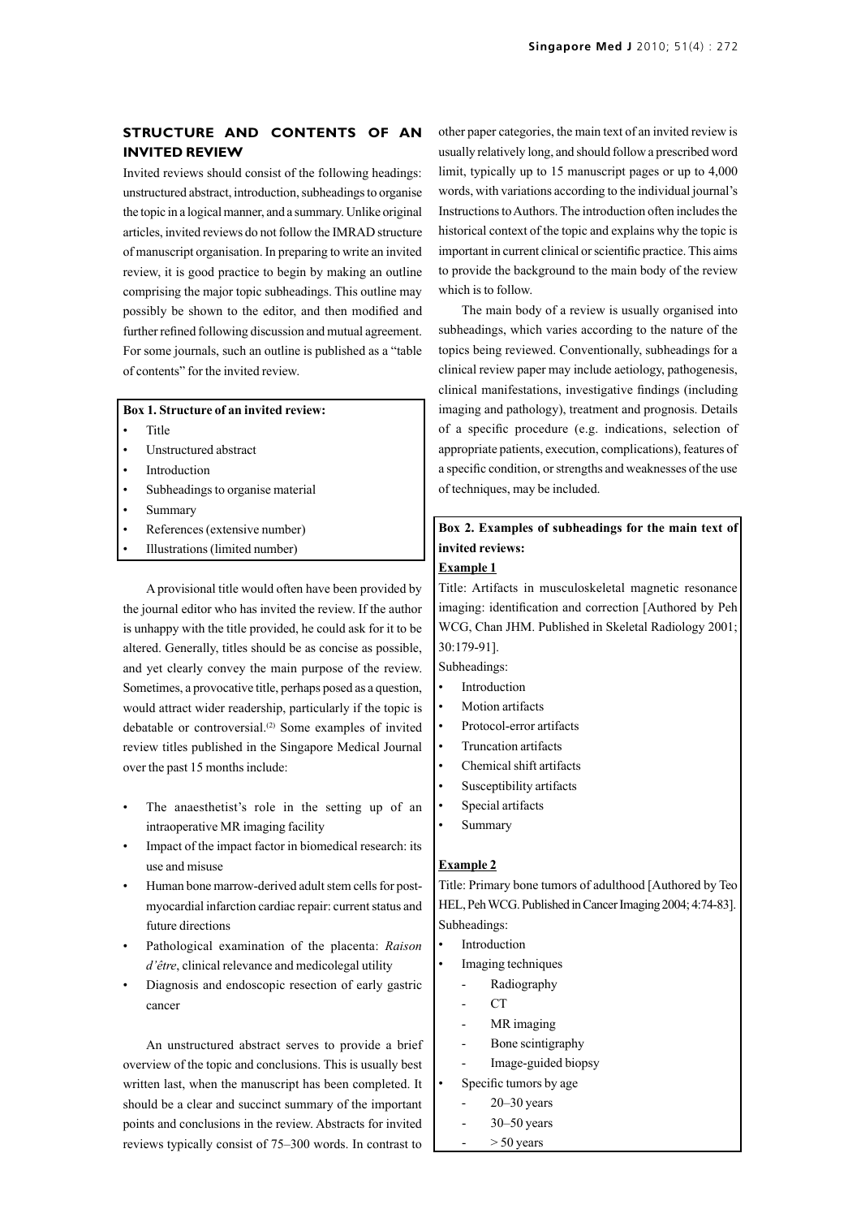## STRUCTURE AND CONTENTS OF AN INVITED REVIEW

Invited reviews should consist of the following headings: unstructured abstract, introduction, subheadings to organise the topic in a logical manner, and a summary. Unlike original articles, invited reviews do not follow the IMRAD structure of manuscript organisation. In preparing to write an invited review, it is good practice to begin by making an outline comprising the major topic subheadings. This outline may possibly be shown to the editor, and then modified and further refined following discussion and mutual agreement. For some journals, such an outline is published as a "table of contents" for the invited review.

**Box 1. Structure of an invited review:**

- Title
- Unstructured abstract
- Introduction
- Subheadings to organise material
- Summary
- References (extensive number)
- Illustrations (limited number)

A provisional title would often have been provided by the journal editor who has invited the review. If the author is unhappy with the title provided, he could ask for it to be altered. Generally, titles should be as concise as possible, and yet clearly convey the main purpose of the review. Sometimes, a provocative title, perhaps posed as a question, would attract wider readership, particularly if the topic is debatable or controversial.[2] Some examples of invited review titles published in the Singapore Medical Journal over the past 15 months include:

- The anaesthetist's role in the setting up of an intraoperative MR imaging facility
- Impact of the impact factor in biomedical research: its use and misuse
- Human bone marrow-derived adult stem cells for post-myocardial infarction cardiac repair: current status and future directions
- Pathological examination of the placenta: *Raison d'être*, clinical relevance and medicolegal utility
- Diagnosis and endoscopic resection of early gastric cancer

An unstructured abstract serves to provide a brief overview of the topic and conclusions. This is usually best written last, when the manuscript has been completed. It should be a clear and succinct summary of the important points and conclusions in the review. Abstracts for invited reviews typically consist of 75–300 words. In contrast to other paper categories, the main text of an invited review is usually relatively long, and should follow a prescribed word limit, typically up to 15 manuscript pages or up to 4,000 words, with variations according to the individual journal's Instructions to Authors. The introduction often includes the historical context of the topic and explains why the topic is important in current clinical or scientific practice. This aims to provide the background to the main body of the review which is to follow.

The main body of a review is usually organised into subheadings, which varies according to the nature of the topics being reviewed. Conventionally, subheadings for a clinical review paper may include aetiology, pathogenesis, clinical manifestations, investigative findings (including imaging and pathology), treatment and prognosis. Details of a specific procedure (e.g. indications, selection of appropriate patients, execution, complications), features of a specific condition, or strengths and weaknesses of the use of techniques, may be included.

**Box 2. Examples of subheadings for the main text of invited reviews:**

**Example 1**

Title: Artifacts in musculoskeletal magnetic resonance imaging: identification and correction [Authored by Peh WCG, Chan JHM. Published in Skeletal Radiology 2001; 30:179-91].

Subheadings:

- Introduction
- Motion artifacts
- Protocol-error artifacts
- Truncation artifacts
- Chemical shift artifacts
- Susceptibility artifacts
- Special artifacts
- Summary

**Example 2**

Title: Primary bone tumors of adulthood [Authored by Teo HEL, Peh WCG. Published in Cancer Imaging 2004; 4:74-83].

Subheadings:

- Introduction
- Imaging techniques
  - Radiography
  - CT
  - MR imaging
  - Bone scintigraphy
  - Image-guided biopsy
- Specific tumors by age
  - 20–30 years
  - 30–50 years
  - > 50 years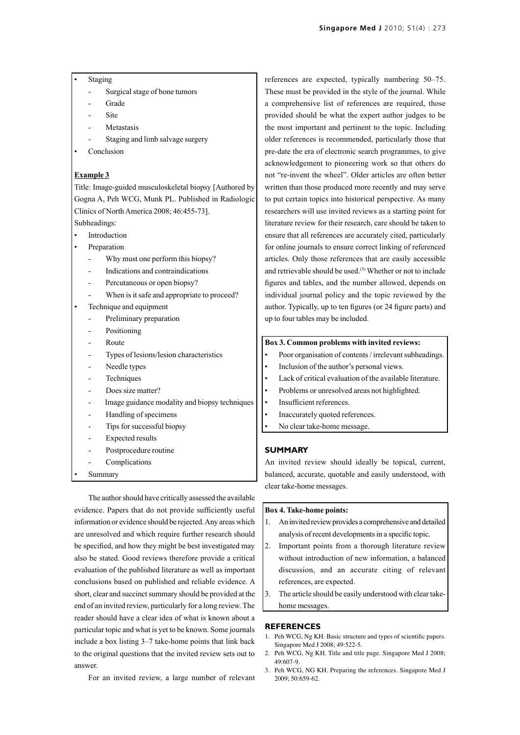- Staging
  - Surgical stage of bone tumors
  - Grade
  - Site
  - Metastasis
  - Staging and limb salvage surgery
- Conclusion

**Example 3**

Title: Image-guided musculoskeletal biopsy [Authored by Gogna A, Peh WCG, Munk PL. Published in Radiologic Clinics of North America 2008; 46:455-73].

Subheadings:

- Introduction
- Preparation
  - Why must one perform this biopsy?
  - Indications and contraindications
  - Percutaneous or open biopsy?
  - When is it safe and appropriate to proceed?
- Technique and equipment
  - Preliminary preparation
  - Positioning
  - Route
  - Types of lesions/lesion characteristics
  - Needle types
  - Techniques
  - Does size matter?
  - Image guidance modality and biopsy techniques
  - Handling of specimens
  - Tips for successful biopsy
  - Expected results
  - Postprocedure routine
  - Complications
- Summary

The author should have critically assessed the available evidence. Papers that do not provide sufficiently useful information or evidence should be rejected. Any areas which are unresolved and which require further research should be specified, and how they might be best investigated may also be stated. Good reviews therefore provide a critical evaluation of the published literature as well as important conclusions based on published and reliable evidence. A short, clear and succinct summary should be provided at the end of an invited review, particularly for a long review. The reader should have a clear idea of what is known about a particular topic and what is yet to be known. Some journals include a box listing 3–7 take-home points that link back to the original questions that the invited review sets out to answer.

For an invited review, a large number of relevant references are expected, typically numbering 50–75. These must be provided in the style of the journal. While a comprehensive list of references are required, those provided should be what the expert author judges to be the most important and pertinent to the topic. Including older references is recommended, particularly those that pre-date the era of electronic search programmes, to give acknowledgement to pioneering work so that others do not "re-invent the wheel". Older articles are often better written than those produced more recently and may serve to put certain topics into historical perspective. As many researchers will use invited reviews as a starting point for literature review for their research, care should be taken to ensure that all references are accurately cited, particularly for online journals to ensure correct linking of referenced articles. Only those references that are easily accessible and retrievable should be used.[3] Whether or not to include figures and tables, and the number allowed, depends on individual journal policy and the topic reviewed by the author. Typically, up to ten figures (or 24 figure parts) and up to four tables may be included.

**Box 3. Common problems with invited reviews:**

- Poor organisation of contents / irrelevant subheadings.
- Inclusion of the author's personal views.
- Lack of critical evaluation of the available literature.
- Problems or unresolved areas not highlighted.
- Insufficient references.
- Inaccurately quoted references.
- No clear take-home message.

## SUMMARY

An invited review should ideally be topical, current, balanced, accurate, quotable and easily understood, with clear take-home messages.

**Box 4. Take-home points:**

1. An invited review provides a comprehensive and detailed analysis of recent developments in a specific topic.
2. Important points from a thorough literature review without introduction of new information, a balanced discussion, and an accurate citing of relevant references, are expected.
3. The article should be easily understood with clear take-home messages.

## REFERENCES

1. Peh WCG, Ng KH. Basic structure and types of scientific papers. Singapore Med J 2008; 49:522-5.
2. Peh WCG, Ng KH. Title and title page. Singapore Med J 2008; 49:607-9.
3. Peh WCG, NG KH. Preparing the references. Singapore Med J 2009; 50:659-62.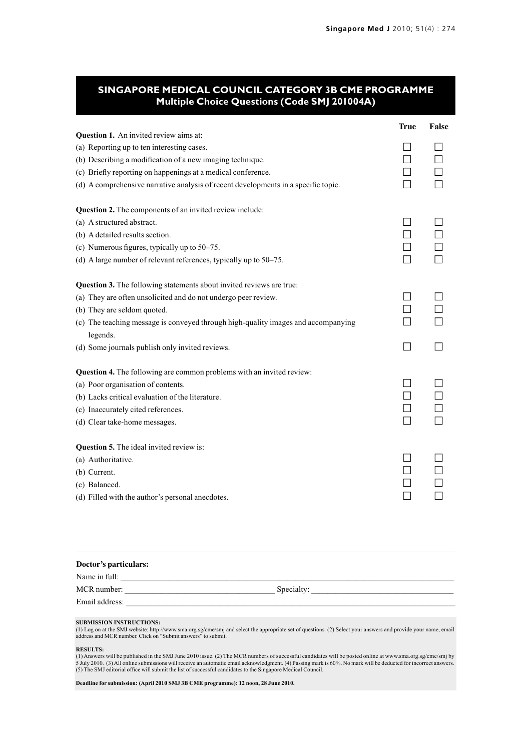## SINGAPORE MEDICAL COUNCIL CATEGORY 3B CME PROGRAMME
### Multiple Choice Questions (Code SMJ 201004A)

| | True | False |
|---|---|---|
| **Question 1.** An invited review aims at: | | |
| (a) Reporting up to ten interesting cases. | ☐ | ☐ |
| (b) Describing a modification of a new imaging technique. | ☐ | ☐ |
| (c) Briefly reporting on happenings at a medical conference. | ☐ | ☐ |
| (d) A comprehensive narrative analysis of recent developments in a specific topic. | ☐ | ☐ |
| **Question 2.** The components of an invited review include: | | |
| (a) A structured abstract. | ☐ | ☐ |
| (b) A detailed results section. | ☐ | ☐ |
| (c) Numerous figures, typically up to 50–75. | ☐ | ☐ |
| (d) A large number of relevant references, typically up to 50–75. | ☐ | ☐ |
| **Question 3.** The following statements about invited reviews are true: | | |
| (a) They are often unsolicited and do not undergo peer review. | ☐ | ☐ |
| (b) They are seldom quoted. | ☐ | ☐ |
| (c) The teaching message is conveyed through high-quality images and accompanying legends. | ☐ | ☐ |
| (d) Some journals publish only invited reviews. | ☐ | ☐ |
| **Question 4.** The following are common problems with an invited review: | | |
| (a) Poor organisation of contents. | ☐ | ☐ |
| (b) Lacks critical evaluation of the literature. | ☐ | ☐ |
| (c) Inaccurately cited references. | ☐ | ☐ |
| (d) Clear take-home messages. | ☐ | ☐ |
| **Question 5.** The ideal invited review is: | | |
| (a) Authoritative. | ☐ | ☐ |
| (b) Current. | ☐ | ☐ |
| (c) Balanced. | ☐ | ☐ |
| (d) Filled with the author's personal anecdotes. | ☐ | ☐ |

**Doctor's particulars:**

Name in full: ______________________________

MCR number: ______________________________ Specialty: ______________________________

Email address: ______________________________

**SUBMISSION INSTRUCTIONS:**
(1) Log on at the SMJ website: http://www.sma.org.sg/cme/smj and select the appropriate set of questions. (2) Select your answers and provide your name, email address and MCR number. Click on "Submit answers" to submit.

**RESULTS:**
(1) Answers will be published in the SMJ June 2010 issue. (2) The MCR numbers of successful candidates will be posted online at www.sma.org.sg/cme/smj by 5 July 2010. (3) All online submissions will receive an automatic email acknowledgment. (4) Passing mark is 60%. No mark will be deducted for incorrect answers. (5) The SMJ editorial office will submit the list of successful candidates to the Singapore Medical Council.

**Deadline for submission: (April 2010 SMJ 3B CME programme): 12 noon, 28 June 2010.**